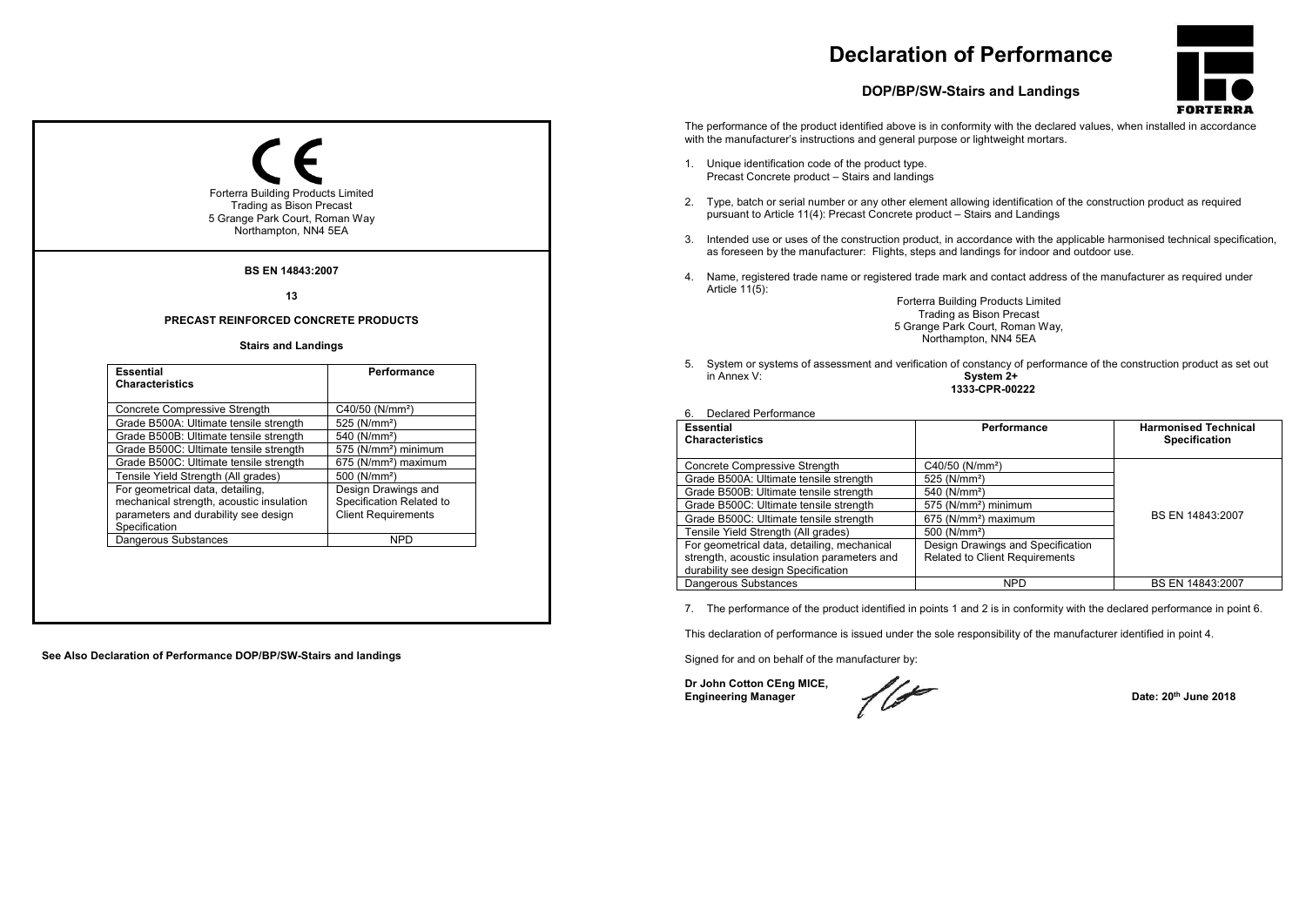CE

Forterra Building Products Limited
Trading as Bison Precast
5 Grange Park Court, Roman Way
Northampton, NN4 5EA

**BS EN 14843:2007**

**13**

**PRECAST REINFORCED CONCRETE PRODUCTS**

**Stairs and Landings**

| Essential Characteristics | Performance |
|---|---|
| Concrete Compressive Strength | C40/50 (N/mm²) |
| Grade B500A: Ultimate tensile strength | 525 (N/mm²) |
| Grade B500B: Ultimate tensile strength | 540 (N/mm²) |
| Grade B500C: Ultimate tensile strength | 575 (N/mm²) minimum |
| Grade B500C: Ultimate tensile strength | 675 (N/mm²) maximum |
| Tensile Yield Strength (All grades) | 500 (N/mm²) |
| For geometrical data, detailing, mechanical strength, acoustic insulation parameters and durability see design Specification | Design Drawings and Specification Related to Client Requirements |
| Dangerous Substances | NPD |

**See Also Declaration of Performance DOP/BP/SW-Stairs and landings**

# Declaration of Performance

## DOP/BP/SW-Stairs and Landings

FORTERRA

The performance of the product identified above is in conformity with the declared values, when installed in accordance with the manufacturer's instructions and general purpose or lightweight mortars.

1. Unique identification code of the product type.
   Precast Concrete product – Stairs and landings

2. Type, batch or serial number or any other element allowing identification of the construction product as required pursuant to Article 11(4): Precast Concrete product – Stairs and Landings

3. Intended use or uses of the construction product, in accordance with the applicable harmonised technical specification, as foreseen by the manufacturer: Flights, steps and landings for indoor and outdoor use.

4. Name, registered trade name or registered trade mark and contact address of the manufacturer as required under Article 11(5):

   Forterra Building Products Limited
   Trading as Bison Precast
   5 Grange Park Court, Roman Way,
   Northampton, NN4 5EA

5. System or systems of assessment and verification of constancy of performance of the construction product as set out in Annex V: **System 2+**
   **1333-CPR-00222**

6. Declared Performance

| Essential Characteristics | Performance | Harmonised Technical Specification |
|---|---|---|
| Concrete Compressive Strength | C40/50 (N/mm²) | BS EN 14843:2007 |
| Grade B500A: Ultimate tensile strength | 525 (N/mm²) | |
| Grade B500B: Ultimate tensile strength | 540 (N/mm²) | |
| Grade B500C: Ultimate tensile strength | 575 (N/mm²) minimum | |
| Grade B500C: Ultimate tensile strength | 675 (N/mm²) maximum | |
| Tensile Yield Strength (All grades) | 500 (N/mm²) | |
| For geometrical data, detailing, mechanical strength, acoustic insulation parameters and durability see design Specification | Design Drawings and Specification Related to Client Requirements | |
| Dangerous Substances | NPD | BS EN 14843:2007 |

7. The performance of the product identified in points 1 and 2 is in conformity with the declared performance in point 6.

This declaration of performance is issued under the sole responsibility of the manufacturer identified in point 4.

Signed for and on behalf of the manufacturer by:

**Dr John Cotton CEng MICE,**
**Engineering Manager**

**Date: 20th June 2018**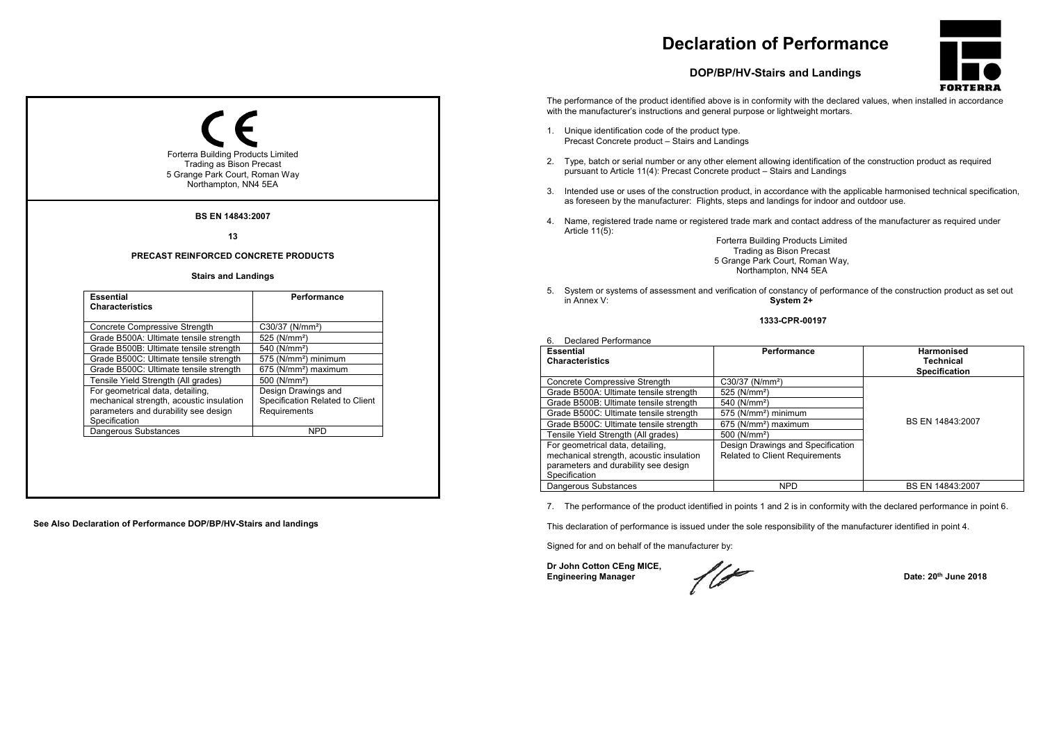CE

Forterra Building Products Limited
Trading as Bison Precast
5 Grange Park Court, Roman Way
Northampton, NN4 5EA

**BS EN 14843:2007**

**13**

**PRECAST REINFORCED CONCRETE PRODUCTS**

**Stairs and Landings**

| **Essential Characteristics** | **Performance** |
|---|---|
| Concrete Compressive Strength | C30/37 (N/mm²) |
| Grade B500A: Ultimate tensile strength | 525 (N/mm²) |
| Grade B500B: Ultimate tensile strength | 540 (N/mm²) |
| Grade B500C: Ultimate tensile strength | 575 (N/mm²) minimum |
| Grade B500C: Ultimate tensile strength | 675 (N/mm²) maximum |
| Tensile Yield Strength (All grades) | 500 (N/mm²) |
| For geometrical data, detailing, mechanical strength, acoustic insulation parameters and durability see design Specification | Design Drawings and Specification Related to Client Requirements |
| Dangerous Substances | NPD |

**See Also Declaration of Performance DOP/BP/HV-Stairs and landings**

# Declaration of Performance

## DOP/BP/HV-Stairs and Landings

FORTERRA

The performance of the product identified above is in conformity with the declared values, when installed in accordance with the manufacturer's instructions and general purpose or lightweight mortars.

1. Unique identification code of the product type.
   Precast Concrete product – Stairs and Landings

2. Type, batch or serial number or any other element allowing identification of the construction product as required pursuant to Article 11(4): Precast Concrete product – Stairs and Landings

3. Intended use or uses of the construction product, in accordance with the applicable harmonised technical specification, as foreseen by the manufacturer: Flights, steps and landings for indoor and outdoor use.

4. Name, registered trade name or registered trade mark and contact address of the manufacturer as required under Article 11(5):

   Forterra Building Products Limited
   Trading as Bison Precast
   5 Grange Park Court, Roman Way,
   Northampton, NN4 5EA

5. System or systems of assessment and verification of constancy of performance of the construction product as set out in Annex V: **System 2+**

**1333-CPR-00197**

6. Declared Performance

| **Essential Characteristics** | **Performance** | **Harmonised Technical Specification** |
|---|---|---|
| Concrete Compressive Strength | C30/37 (N/mm²) | BS EN 14843:2007 |
| Grade B500A: Ultimate tensile strength | 525 (N/mm²) | |
| Grade B500B: Ultimate tensile strength | 540 (N/mm²) | |
| Grade B500C: Ultimate tensile strength | 575 (N/mm²) minimum | |
| Grade B500C: Ultimate tensile strength | 675 (N/mm²) maximum | |
| Tensile Yield Strength (All grades) | 500 (N/mm²) | |
| For geometrical data, detailing, mechanical strength, acoustic insulation parameters and durability see design Specification | Design Drawings and Specification Related to Client Requirements | |
| Dangerous Substances | NPD | BS EN 14843:2007 |

7. The performance of the product identified in points 1 and 2 is in conformity with the declared performance in point 6.

This declaration of performance is issued under the sole responsibility of the manufacturer identified in point 4.

Signed for and on behalf of the manufacturer by:

**Dr John Cotton CEng MICE,**
**Engineering Manager**

**Date: 20th June 2018**